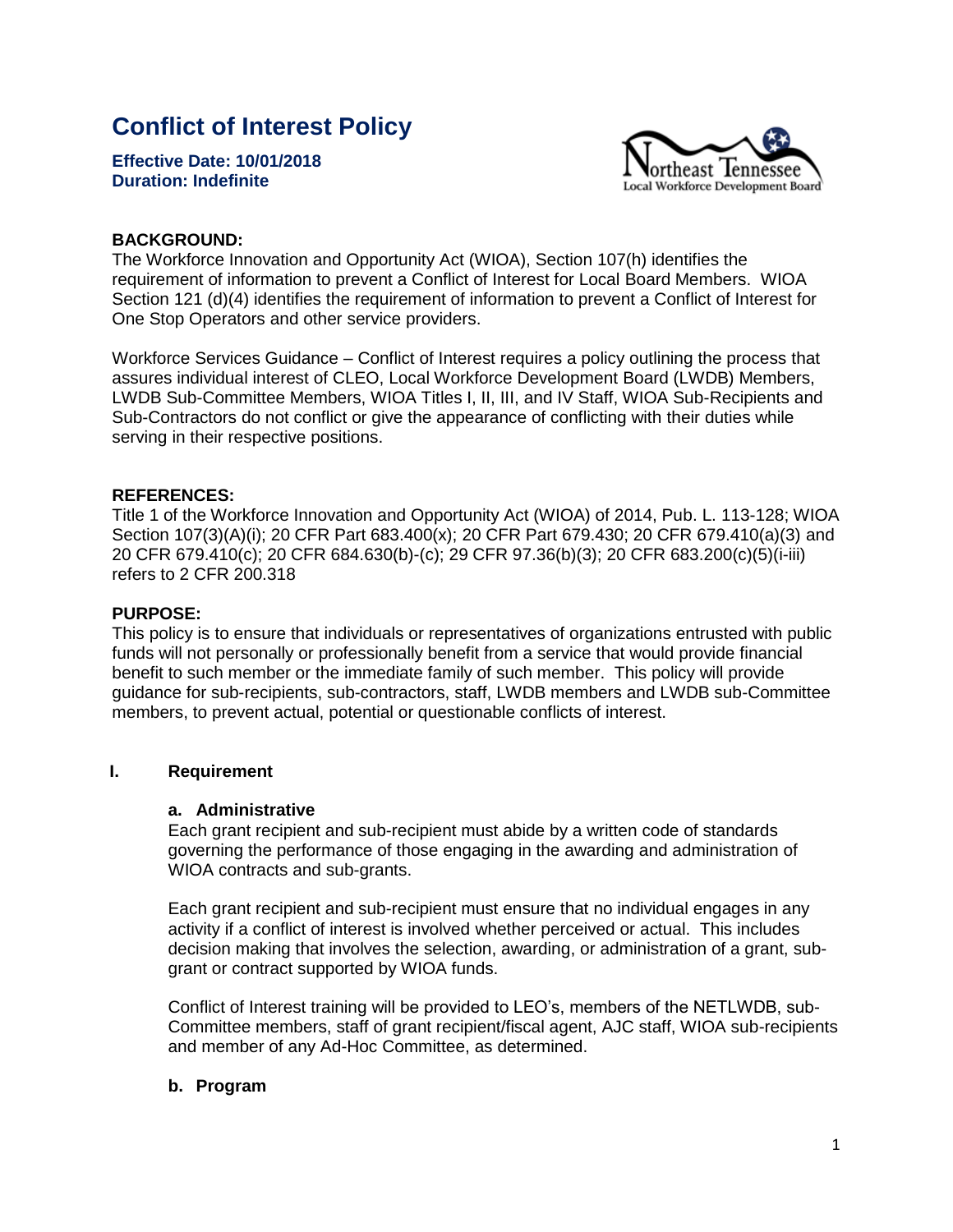# Conflict of Interest Policy

**Effective Date: 10/01/2018**
**Duration: Indefinite**

Northeast Tennessee Local Workforce Development Board

**BACKGROUND:**
The Workforce Innovation and Opportunity Act (WIOA), Section 107(h) identifies the requirement of information to prevent a Conflict of Interest for Local Board Members. WIOA Section 121 (d)(4) identifies the requirement of information to prevent a Conflict of Interest for One Stop Operators and other service providers.

Workforce Services Guidance – Conflict of Interest requires a policy outlining the process that assures individual interest of CLEO, Local Workforce Development Board (LWDB) Members, LWDB Sub-Committee Members, WIOA Titles I, II, III, and IV Staff, WIOA Sub-Recipients and Sub-Contractors do not conflict or give the appearance of conflicting with their duties while serving in their respective positions.

**REFERENCES:**
Title 1 of the Workforce Innovation and Opportunity Act (WIOA) of 2014, Pub. L. 113-128; WIOA Section 107(3)(A)(i); 20 CFR Part 683.400(x); 20 CFR Part 679.430; 20 CFR 679.410(a)(3) and 20 CFR 679.410(c); 20 CFR 684.630(b)-(c); 29 CFR 97.36(b)(3); 20 CFR 683.200(c)(5)(i-iii) refers to 2 CFR 200.318

**PURPOSE:**
This policy is to ensure that individuals or representatives of organizations entrusted with public funds will not personally or professionally benefit from a service that would provide financial benefit to such member or the immediate family of such member. This policy will provide guidance for sub-recipients, sub-contractors, staff, LWDB members and LWDB sub-Committee members, to prevent actual, potential or questionable conflicts of interest.

## I. Requirement

### a. Administrative

Each grant recipient and sub-recipient must abide by a written code of standards governing the performance of those engaging in the awarding and administration of WIOA contracts and sub-grants.

Each grant recipient and sub-recipient must ensure that no individual engages in any activity if a conflict of interest is involved whether perceived or actual. This includes decision making that involves the selection, awarding, or administration of a grant, sub-grant or contract supported by WIOA funds.

Conflict of Interest training will be provided to LEO's, members of the NETLWDB, sub-Committee members, staff of grant recipient/fiscal agent, AJC staff, WIOA sub-recipients and member of any Ad-Hoc Committee, as determined.

### b. Program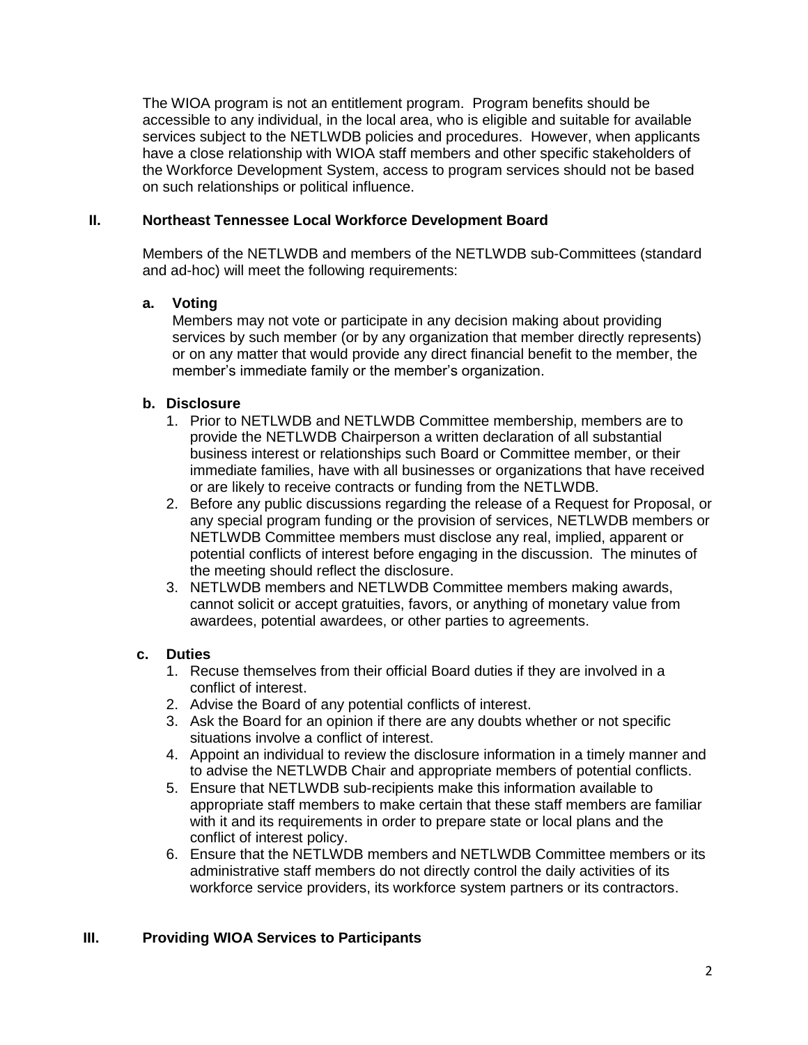The WIOA program is not an entitlement program. Program benefits should be accessible to any individual, in the local area, who is eligible and suitable for available services subject to the NETLWDB policies and procedures. However, when applicants have a close relationship with WIOA staff members and other specific stakeholders of the Workforce Development System, access to program services should not be based on such relationships or political influence.

## II. Northeast Tennessee Local Workforce Development Board

Members of the NETLWDB and members of the NETLWDB sub-Committees (standard and ad-hoc) will meet the following requirements:

### a. Voting

Members may not vote or participate in any decision making about providing services by such member (or by any organization that member directly represents) or on any matter that would provide any direct financial benefit to the member, the member's immediate family or the member's organization.

### b. Disclosure

1. Prior to NETLWDB and NETLWDB Committee membership, members are to provide the NETLWDB Chairperson a written declaration of all substantial business interest or relationships such Board or Committee member, or their immediate families, have with all businesses or organizations that have received or are likely to receive contracts or funding from the NETLWDB.
2. Before any public discussions regarding the release of a Request for Proposal, or any special program funding or the provision of services, NETLWDB members or NETLWDB Committee members must disclose any real, implied, apparent or potential conflicts of interest before engaging in the discussion. The minutes of the meeting should reflect the disclosure.
3. NETLWDB members and NETLWDB Committee members making awards, cannot solicit or accept gratuities, favors, or anything of monetary value from awardees, potential awardees, or other parties to agreements.

### c. Duties

1. Recuse themselves from their official Board duties if they are involved in a conflict of interest.
2. Advise the Board of any potential conflicts of interest.
3. Ask the Board for an opinion if there are any doubts whether or not specific situations involve a conflict of interest.
4. Appoint an individual to review the disclosure information in a timely manner and to advise the NETLWDB Chair and appropriate members of potential conflicts.
5. Ensure that NETLWDB sub-recipients make this information available to appropriate staff members to make certain that these staff members are familiar with it and its requirements in order to prepare state or local plans and the conflict of interest policy.
6. Ensure that the NETLWDB members and NETLWDB Committee members or its administrative staff members do not directly control the daily activities of its workforce service providers, its workforce system partners or its contractors.

## III. Providing WIOA Services to Participants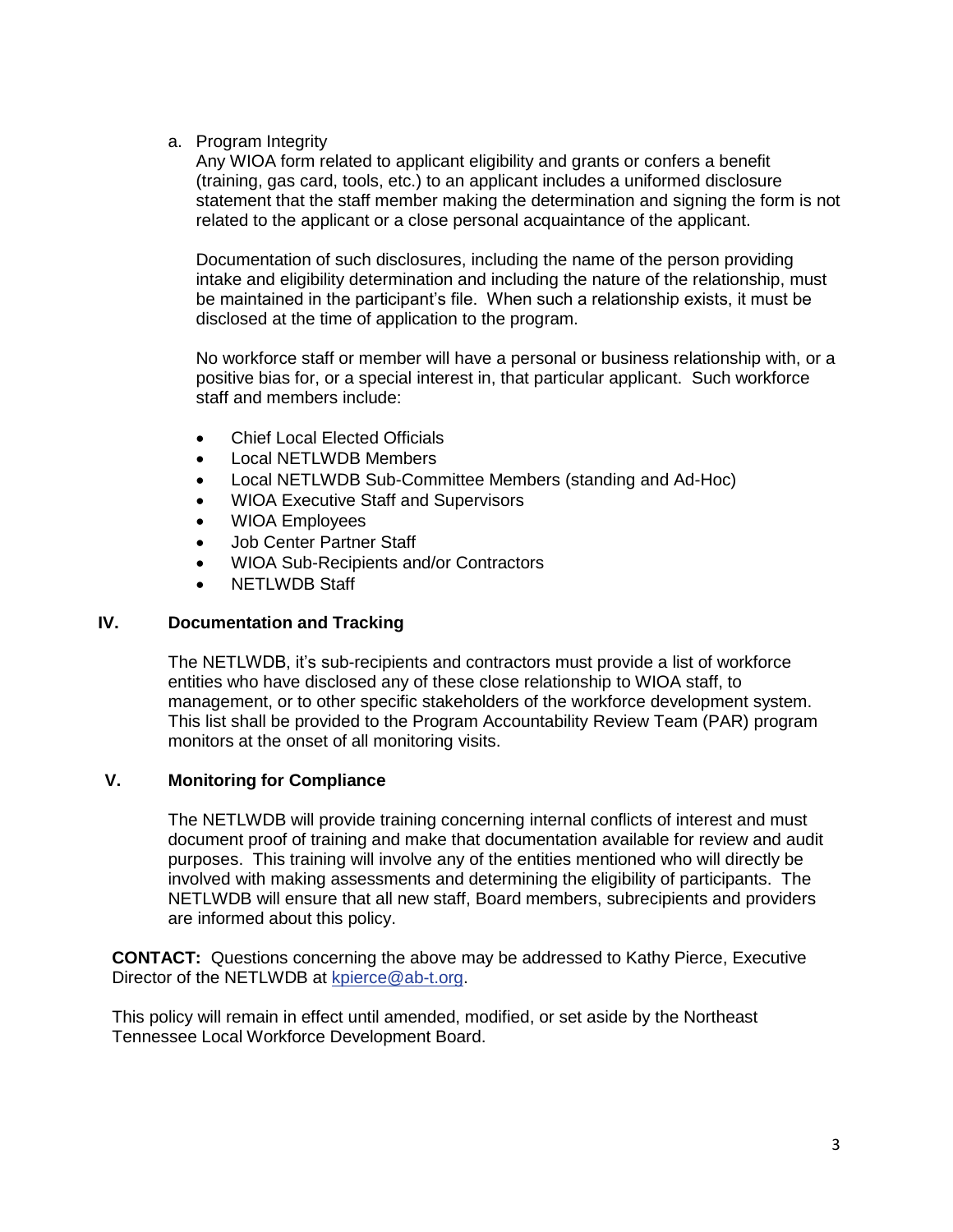a. Program Integrity

Any WIOA form related to applicant eligibility and grants or confers a benefit (training, gas card, tools, etc.) to an applicant includes a uniformed disclosure statement that the staff member making the determination and signing the form is not related to the applicant or a close personal acquaintance of the applicant.

Documentation of such disclosures, including the name of the person providing intake and eligibility determination and including the nature of the relationship, must be maintained in the participant's file. When such a relationship exists, it must be disclosed at the time of application to the program.

No workforce staff or member will have a personal or business relationship with, or a positive bias for, or a special interest in, that particular applicant. Such workforce staff and members include:

- Chief Local Elected Officials
- Local NETLWDB Members
- Local NETLWDB Sub-Committee Members (standing and Ad-Hoc)
- WIOA Executive Staff and Supervisors
- WIOA Employees
- Job Center Partner Staff
- WIOA Sub-Recipients and/or Contractors
- NETLWDB Staff

## IV. Documentation and Tracking

The NETLWDB, it's sub-recipients and contractors must provide a list of workforce entities who have disclosed any of these close relationship to WIOA staff, to management, or to other specific stakeholders of the workforce development system. This list shall be provided to the Program Accountability Review Team (PAR) program monitors at the onset of all monitoring visits.

## V. Monitoring for Compliance

The NETLWDB will provide training concerning internal conflicts of interest and must document proof of training and make that documentation available for review and audit purposes. This training will involve any of the entities mentioned who will directly be involved with making assessments and determining the eligibility of participants. The NETLWDB will ensure that all new staff, Board members, subrecipients and providers are informed about this policy.

**CONTACT:** Questions concerning the above may be addressed to Kathy Pierce, Executive Director of the NETLWDB at [kpierce@ab-t.org](mailto:kpierce@ab-t.org).

This policy will remain in effect until amended, modified, or set aside by the Northeast Tennessee Local Workforce Development Board.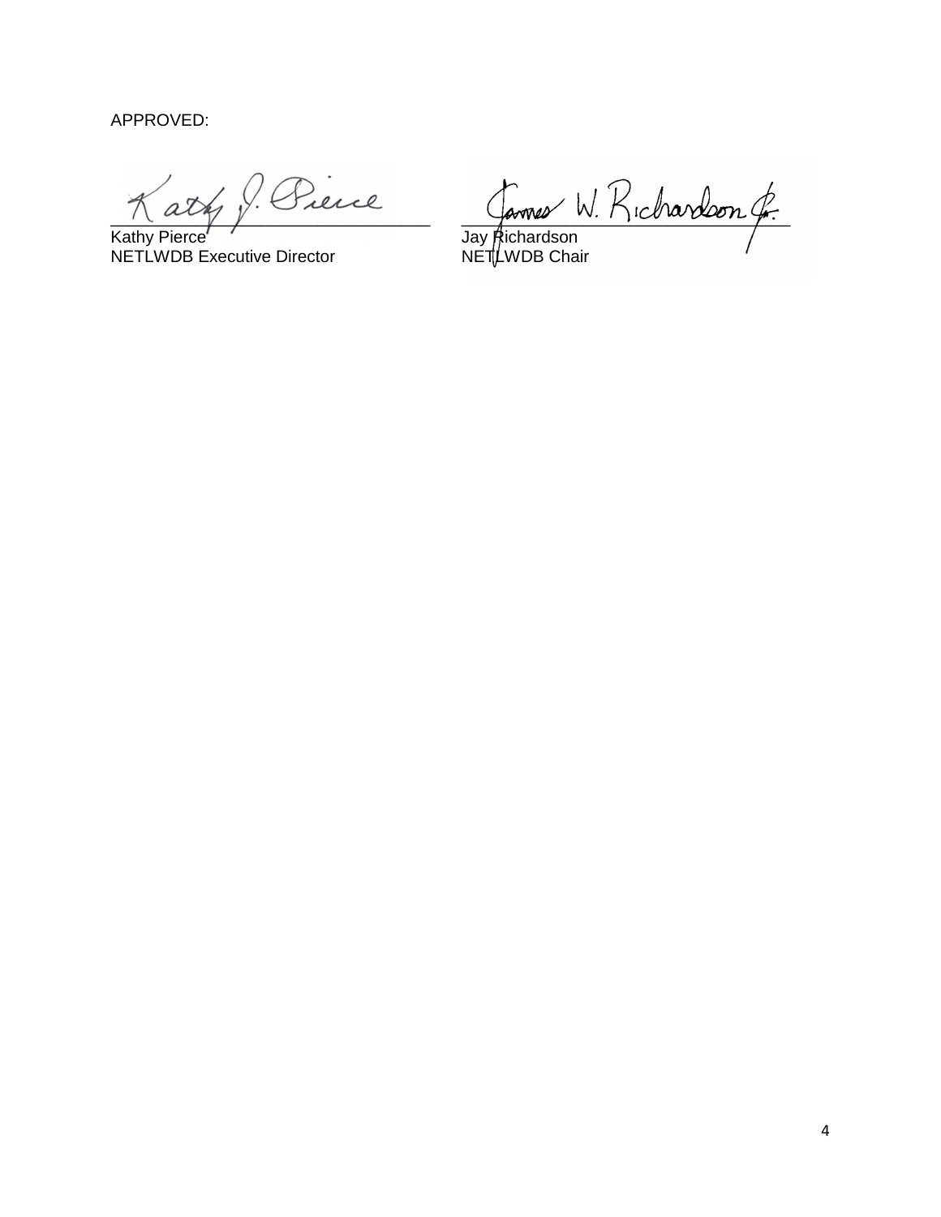APPROVED:

Kathy Pierce
NETLWDB Executive Director

Jay Richardson
NETLWDB Chair